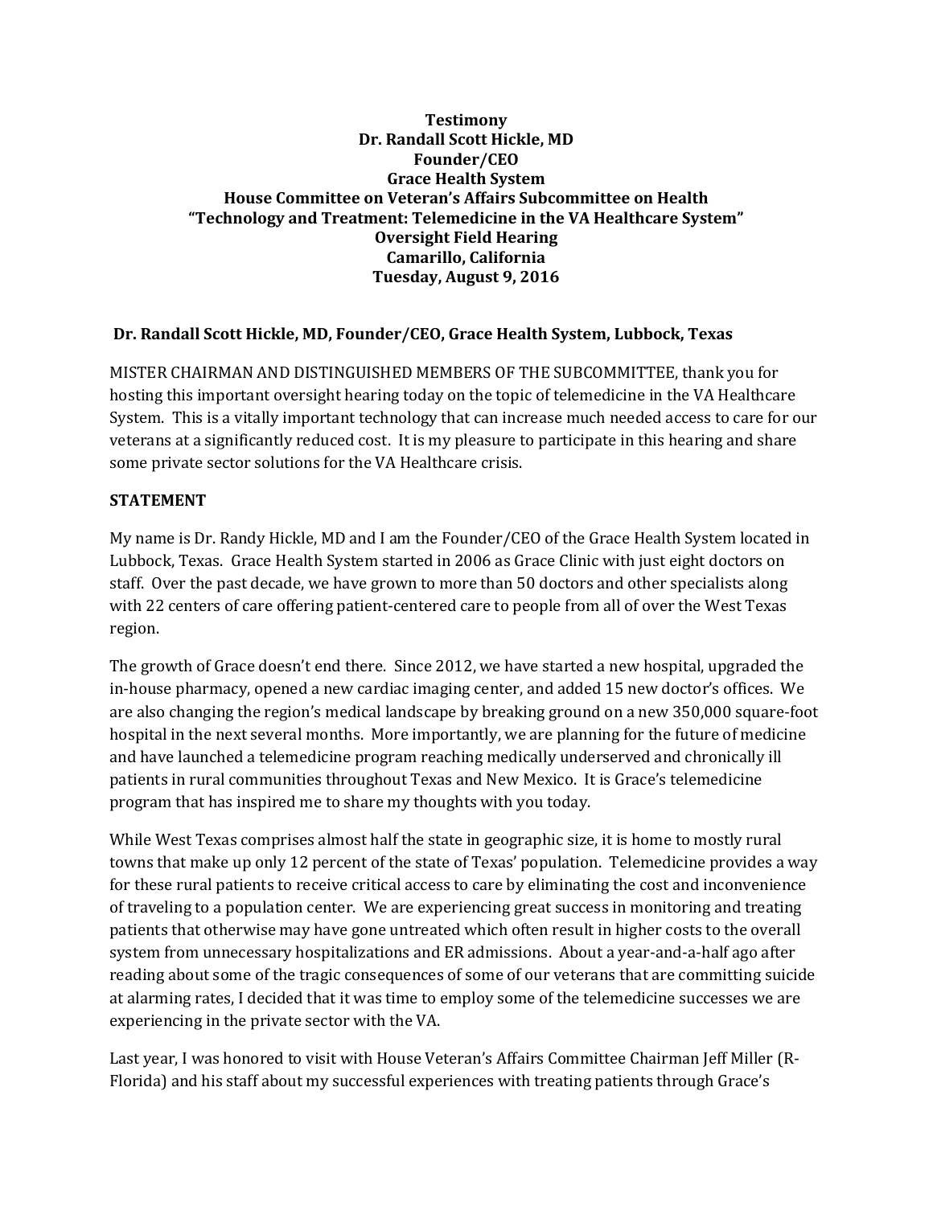**Testimony**
**Dr. Randall Scott Hickle, MD**
**Founder/CEO**
**Grace Health System**
**House Committee on Veteran's Affairs Subcommittee on Health**
**"Technology and Treatment: Telemedicine in the VA Healthcare System"**
**Oversight Field Hearing**
**Camarillo, California**
**Tuesday, August 9, 2016**

**Dr. Randall Scott Hickle, MD, Founder/CEO, Grace Health System, Lubbock, Texas**

MISTER CHAIRMAN AND DISTINGUISHED MEMBERS OF THE SUBCOMMITTEE, thank you for hosting this important oversight hearing today on the topic of telemedicine in the VA Healthcare System. This is a vitally important technology that can increase much needed access to care for our veterans at a significantly reduced cost. It is my pleasure to participate in this hearing and share some private sector solutions for the VA Healthcare crisis.

**STATEMENT**

My name is Dr. Randy Hickle, MD and I am the Founder/CEO of the Grace Health System located in Lubbock, Texas. Grace Health System started in 2006 as Grace Clinic with just eight doctors on staff. Over the past decade, we have grown to more than 50 doctors and other specialists along with 22 centers of care offering patient-centered care to people from all of over the West Texas region.

The growth of Grace doesn't end there. Since 2012, we have started a new hospital, upgraded the in-house pharmacy, opened a new cardiac imaging center, and added 15 new doctor's offices. We are also changing the region's medical landscape by breaking ground on a new 350,000 square-foot hospital in the next several months. More importantly, we are planning for the future of medicine and have launched a telemedicine program reaching medically underserved and chronically ill patients in rural communities throughout Texas and New Mexico. It is Grace's telemedicine program that has inspired me to share my thoughts with you today.

While West Texas comprises almost half the state in geographic size, it is home to mostly rural towns that make up only 12 percent of the state of Texas' population. Telemedicine provides a way for these rural patients to receive critical access to care by eliminating the cost and inconvenience of traveling to a population center. We are experiencing great success in monitoring and treating patients that otherwise may have gone untreated which often result in higher costs to the overall system from unnecessary hospitalizations and ER admissions. About a year-and-a-half ago after reading about some of the tragic consequences of some of our veterans that are committing suicide at alarming rates, I decided that it was time to employ some of the telemedicine successes we are experiencing in the private sector with the VA.

Last year, I was honored to visit with House Veteran's Affairs Committee Chairman Jeff Miller (R-Florida) and his staff about my successful experiences with treating patients through Grace's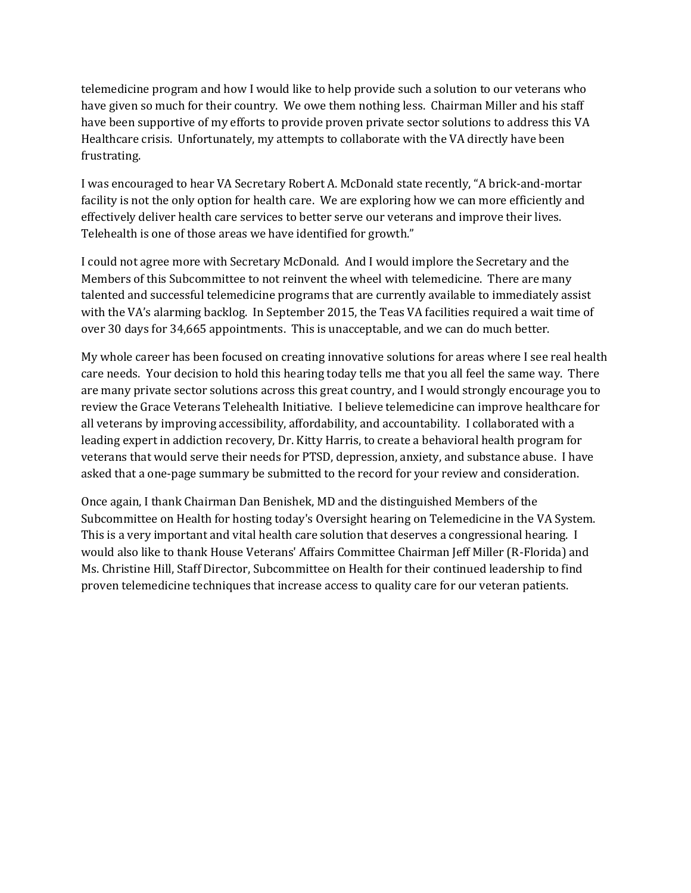telemedicine program and how I would like to help provide such a solution to our veterans who have given so much for their country. We owe them nothing less. Chairman Miller and his staff have been supportive of my efforts to provide proven private sector solutions to address this VA Healthcare crisis. Unfortunately, my attempts to collaborate with the VA directly have been frustrating.

I was encouraged to hear VA Secretary Robert A. McDonald state recently, "A brick-and-mortar facility is not the only option for health care. We are exploring how we can more efficiently and effectively deliver health care services to better serve our veterans and improve their lives. Telehealth is one of those areas we have identified for growth."

I could not agree more with Secretary McDonald. And I would implore the Secretary and the Members of this Subcommittee to not reinvent the wheel with telemedicine. There are many talented and successful telemedicine programs that are currently available to immediately assist with the VA's alarming backlog. In September 2015, the Teas VA facilities required a wait time of over 30 days for 34,665 appointments. This is unacceptable, and we can do much better.

My whole career has been focused on creating innovative solutions for areas where I see real health care needs. Your decision to hold this hearing today tells me that you all feel the same way. There are many private sector solutions across this great country, and I would strongly encourage you to review the Grace Veterans Telehealth Initiative. I believe telemedicine can improve healthcare for all veterans by improving accessibility, affordability, and accountability. I collaborated with a leading expert in addiction recovery, Dr. Kitty Harris, to create a behavioral health program for veterans that would serve their needs for PTSD, depression, anxiety, and substance abuse. I have asked that a one-page summary be submitted to the record for your review and consideration.

Once again, I thank Chairman Dan Benishek, MD and the distinguished Members of the Subcommittee on Health for hosting today's Oversight hearing on Telemedicine in the VA System. This is a very important and vital health care solution that deserves a congressional hearing. I would also like to thank House Veterans' Affairs Committee Chairman Jeff Miller (R-Florida) and Ms. Christine Hill, Staff Director, Subcommittee on Health for their continued leadership to find proven telemedicine techniques that increase access to quality care for our veteran patients.